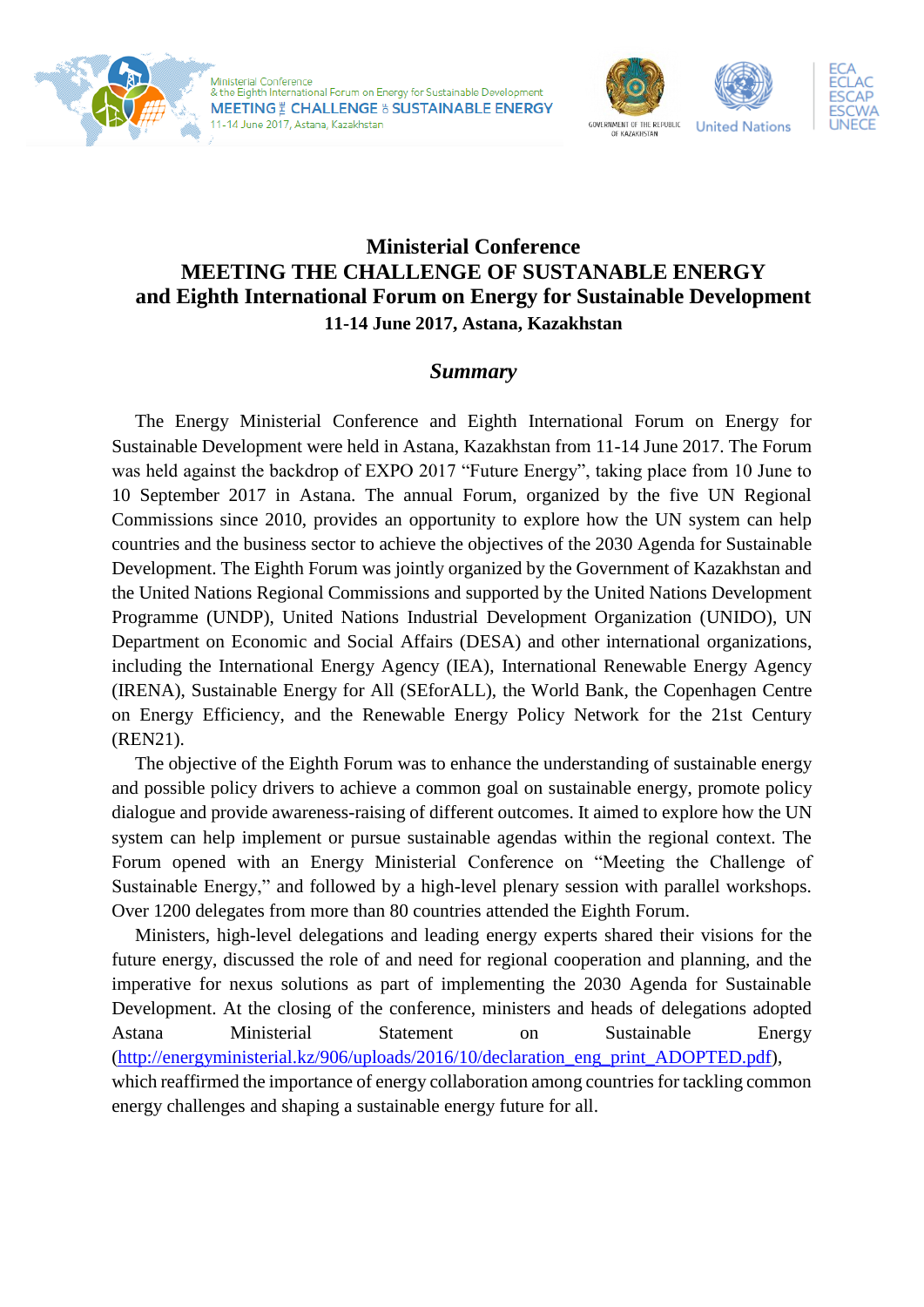# Ministerial Conference
# MEETING THE CHALLENGE OF SUSTANABLE ENERGY
# and Eighth International Forum on Energy for Sustainable Development

**11-14 June 2017, Astana, Kazakhstan**

## *Summary*

The Energy Ministerial Conference and Eighth International Forum on Energy for Sustainable Development were held in Astana, Kazakhstan from 11-14 June 2017. The Forum was held against the backdrop of EXPO 2017 "Future Energy", taking place from 10 June to 10 September 2017 in Astana. The annual Forum, organized by the five UN Regional Commissions since 2010, provides an opportunity to explore how the UN system can help countries and the business sector to achieve the objectives of the 2030 Agenda for Sustainable Development. The Eighth Forum was jointly organized by the Government of Kazakhstan and the United Nations Regional Commissions and supported by the United Nations Development Programme (UNDP), United Nations Industrial Development Organization (UNIDO), UN Department on Economic and Social Affairs (DESA) and other international organizations, including the International Energy Agency (IEA), International Renewable Energy Agency (IRENA), Sustainable Energy for All (SEforALL), the World Bank, the Copenhagen Centre on Energy Efficiency, and the Renewable Energy Policy Network for the 21st Century (REN21).

The objective of the Eighth Forum was to enhance the understanding of sustainable energy and possible policy drivers to achieve a common goal on sustainable energy, promote policy dialogue and provide awareness-raising of different outcomes. It aimed to explore how the UN system can help implement or pursue sustainable agendas within the regional context. The Forum opened with an Energy Ministerial Conference on "Meeting the Challenge of Sustainable Energy," and followed by a high-level plenary session with parallel workshops. Over 1200 delegates from more than 80 countries attended the Eighth Forum.

Ministers, high-level delegations and leading energy experts shared their visions for the future energy, discussed the role of and need for regional cooperation and planning, and the imperative for nexus solutions as part of implementing the 2030 Agenda for Sustainable Development. At the closing of the conference, ministers and heads of delegations adopted Astana Ministerial Statement on Sustainable Energy (http://energyministerial.kz/906/uploads/2016/10/declaration_eng_print_ADOPTED.pdf), which reaffirmed the importance of energy collaboration among countries for tackling common energy challenges and shaping a sustainable energy future for all.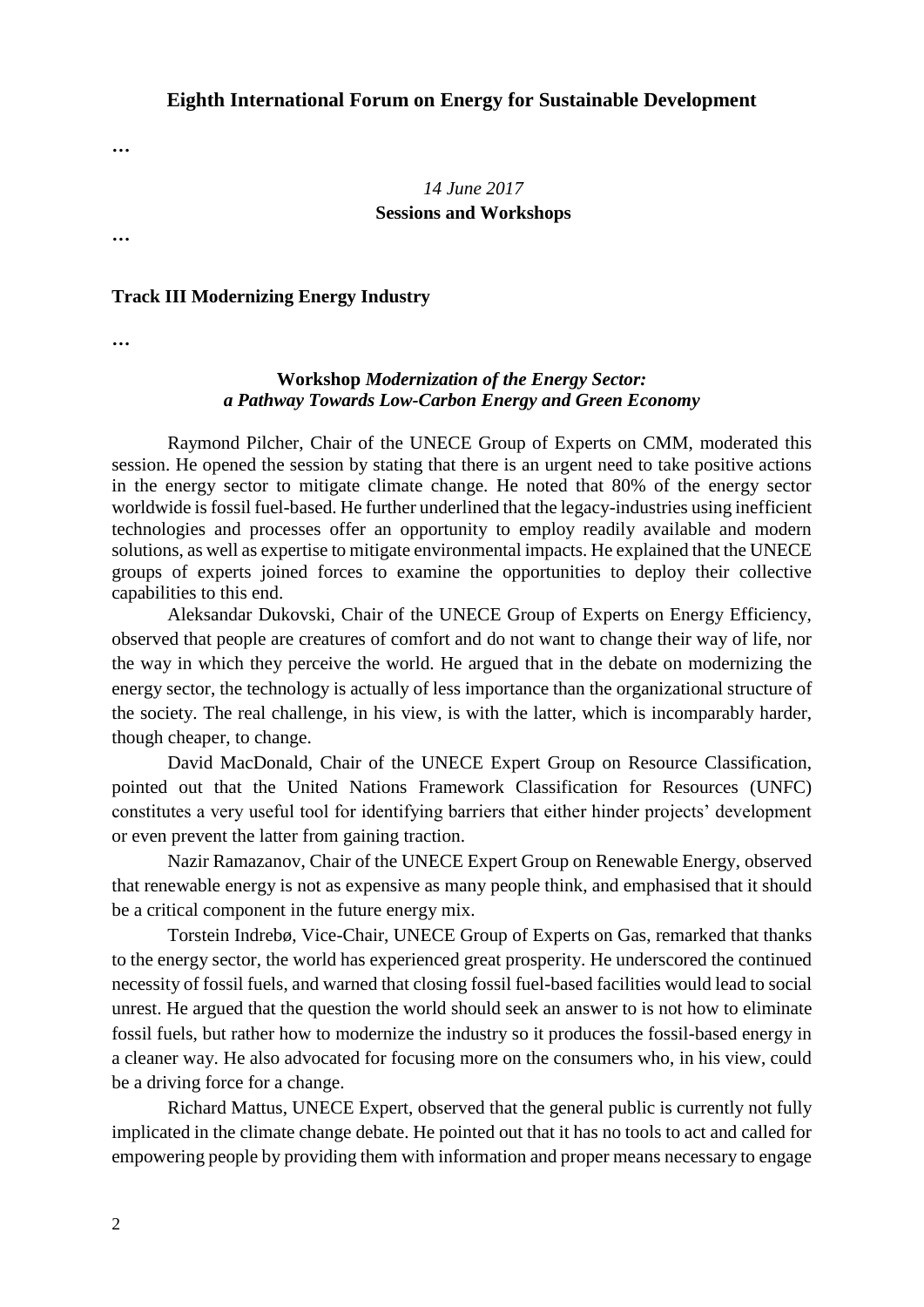**Eighth International Forum on Energy for Sustainable Development**

…

*14 June 2017*

**Sessions and Workshops**

…

**Track III Modernizing Energy Industry**

…

**Workshop** ***Modernization of the Energy Sector: a Pathway Towards Low-Carbon Energy and Green Economy***

Raymond Pilcher, Chair of the UNECE Group of Experts on CMM, moderated this session. He opened the session by stating that there is an urgent need to take positive actions in the energy sector to mitigate climate change. He noted that 80% of the energy sector worldwide is fossil fuel-based. He further underlined that the legacy-industries using inefficient technologies and processes offer an opportunity to employ readily available and modern solutions, as well as expertise to mitigate environmental impacts. He explained that the UNECE groups of experts joined forces to examine the opportunities to deploy their collective capabilities to this end.

Aleksandar Dukovski, Chair of the UNECE Group of Experts on Energy Efficiency, observed that people are creatures of comfort and do not want to change their way of life, nor the way in which they perceive the world. He argued that in the debate on modernizing the energy sector, the technology is actually of less importance than the organizational structure of the society. The real challenge, in his view, is with the latter, which is incomparably harder, though cheaper, to change.

David MacDonald, Chair of the UNECE Expert Group on Resource Classification, pointed out that the United Nations Framework Classification for Resources (UNFC) constitutes a very useful tool for identifying barriers that either hinder projects' development or even prevent the latter from gaining traction.

Nazir Ramazanov, Chair of the UNECE Expert Group on Renewable Energy, observed that renewable energy is not as expensive as many people think, and emphasised that it should be a critical component in the future energy mix.

Torstein Indrebø, Vice-Chair, UNECE Group of Experts on Gas, remarked that thanks to the energy sector, the world has experienced great prosperity. He underscored the continued necessity of fossil fuels, and warned that closing fossil fuel-based facilities would lead to social unrest. He argued that the question the world should seek an answer to is not how to eliminate fossil fuels, but rather how to modernize the industry so it produces the fossil-based energy in a cleaner way. He also advocated for focusing more on the consumers who, in his view, could be a driving force for a change.

Richard Mattus, UNECE Expert, observed that the general public is currently not fully implicated in the climate change debate. He pointed out that it has no tools to act and called for empowering people by providing them with information and proper means necessary to engage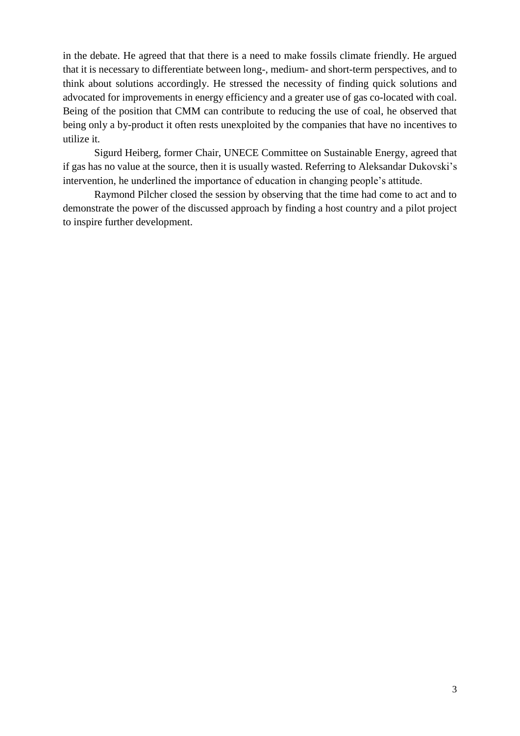in the debate. He agreed that that there is a need to make fossils climate friendly. He argued that it is necessary to differentiate between long-, medium- and short-term perspectives, and to think about solutions accordingly. He stressed the necessity of finding quick solutions and advocated for improvements in energy efficiency and a greater use of gas co-located with coal. Being of the position that CMM can contribute to reducing the use of coal, he observed that being only a by-product it often rests unexploited by the companies that have no incentives to utilize it.

Sigurd Heiberg, former Chair, UNECE Committee on Sustainable Energy, agreed that if gas has no value at the source, then it is usually wasted. Referring to Aleksandar Dukovski's intervention, he underlined the importance of education in changing people's attitude.

Raymond Pilcher closed the session by observing that the time had come to act and to demonstrate the power of the discussed approach by finding a host country and a pilot project to inspire further development.